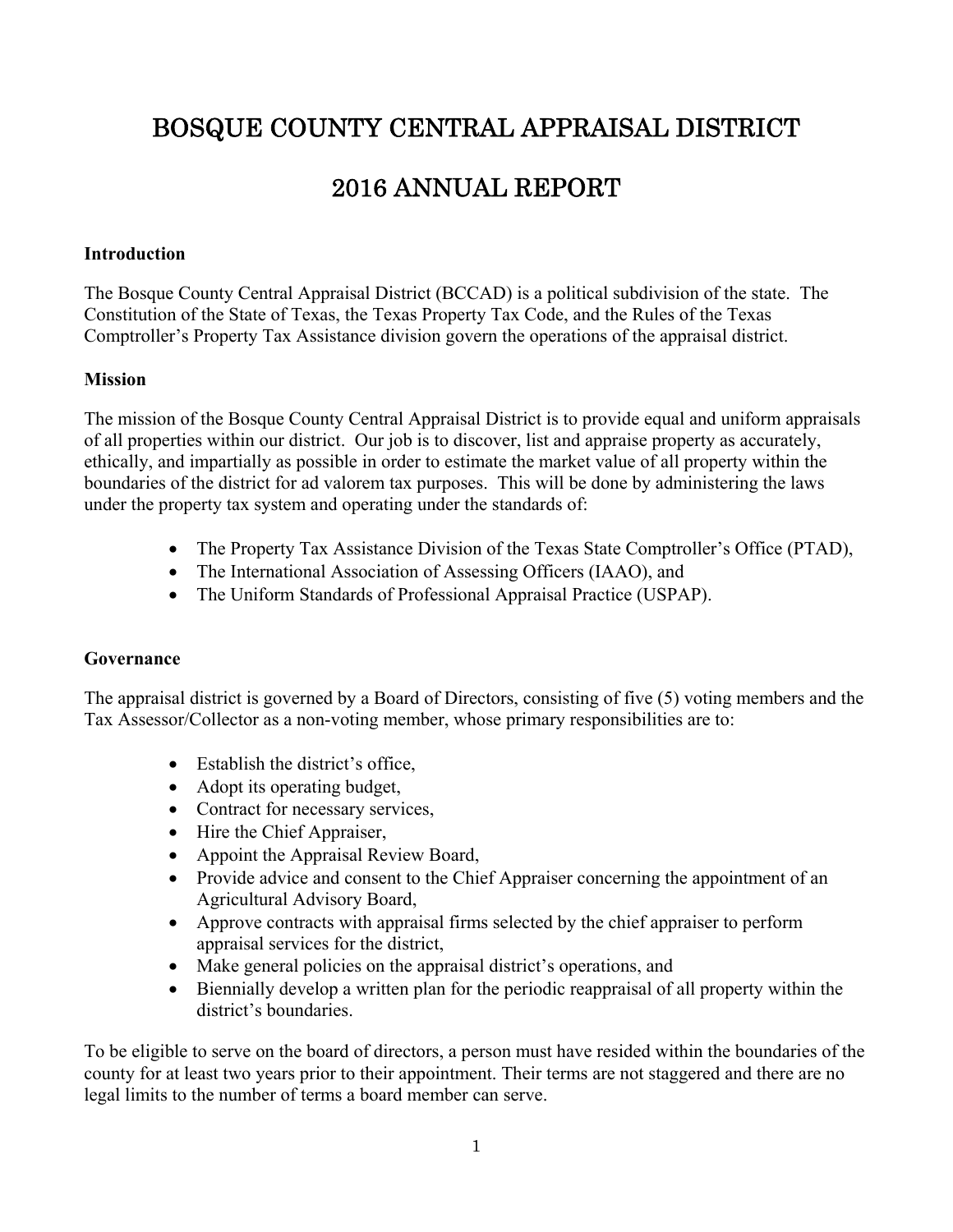# BOSQUE COUNTY CENTRAL APPRAISAL DISTRICT

# 2016 ANNUAL REPORT

### Introduction

The Bosque County Central Appraisal District (BCCAD) is a political subdivision of the state. The Constitution of the State of Texas, the Texas Property Tax Code, and the Rules of the Texas Comptroller's Property Tax Assistance division govern the operations of the appraisal district.

### Mission

The mission of the Bosque County Central Appraisal District is to provide equal and uniform appraisals of all properties within our district. Our job is to discover, list and appraise property as accurately, ethically, and impartially as possible in order to estimate the market value of all property within the boundaries of the district for ad valorem tax purposes. This will be done by administering the laws under the property tax system and operating under the standards of:

- The Property Tax Assistance Division of the Texas State Comptroller's Office (PTAD),
- The International Association of Assessing Officers (IAAO), and
- The Uniform Standards of Professional Appraisal Practice (USPAP).

### Governance

The appraisal district is governed by a Board of Directors, consisting of five (5) voting members and the Tax Assessor/Collector as a non-voting member, whose primary responsibilities are to:

- Establish the district's office,
- Adopt its operating budget,
- Contract for necessary services,
- Hire the Chief Appraiser,
- Appoint the Appraisal Review Board,
- Provide advice and consent to the Chief Appraiser concerning the appointment of an Agricultural Advisory Board,
- Approve contracts with appraisal firms selected by the chief appraiser to perform appraisal services for the district,
- Make general policies on the appraisal district's operations, and
- Biennially develop a written plan for the periodic reappraisal of all property within the district's boundaries.

To be eligible to serve on the board of directors, a person must have resided within the boundaries of the county for at least two years prior to their appointment. Their terms are not staggered and there are no legal limits to the number of terms a board member can serve.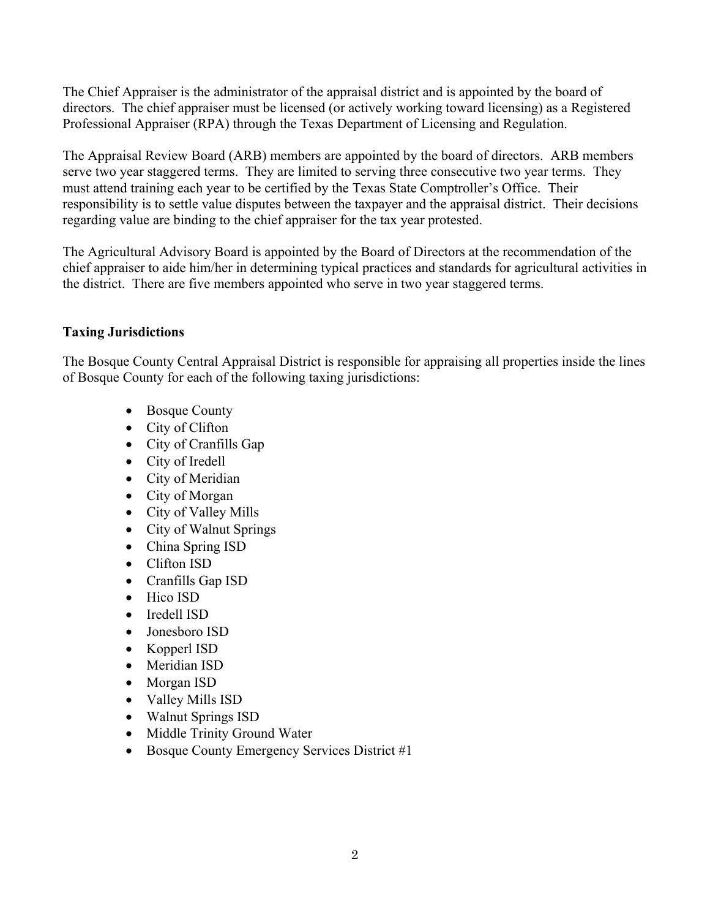The Chief Appraiser is the administrator of the appraisal district and is appointed by the board of directors. The chief appraiser must be licensed (or actively working toward licensing) as a Registered Professional Appraiser (RPA) through the Texas Department of Licensing and Regulation.

The Appraisal Review Board (ARB) members are appointed by the board of directors. ARB members serve two year staggered terms. They are limited to serving three consecutive two year terms. They must attend training each year to be certified by the Texas State Comptroller's Office. Their responsibility is to settle value disputes between the taxpayer and the appraisal district. Their decisions regarding value are binding to the chief appraiser for the tax year protested.

The Agricultural Advisory Board is appointed by the Board of Directors at the recommendation of the chief appraiser to aide him/her in determining typical practices and standards for agricultural activities in the district. There are five members appointed who serve in two year staggered terms.

**Taxing Jurisdictions**

The Bosque County Central Appraisal District is responsible for appraising all properties inside the lines of Bosque County for each of the following taxing jurisdictions:

- Bosque County
- City of Clifton
- City of Cranfills Gap
- City of Iredell
- City of Meridian
- City of Morgan
- City of Valley Mills
- City of Walnut Springs
- China Spring ISD
- Clifton ISD
- Cranfills Gap ISD
- Hico ISD
- Iredell ISD
- Jonesboro ISD
- Kopperl ISD
- Meridian ISD
- Morgan ISD
- Valley Mills ISD
- Walnut Springs ISD
- Middle Trinity Ground Water
- Bosque County Emergency Services District #1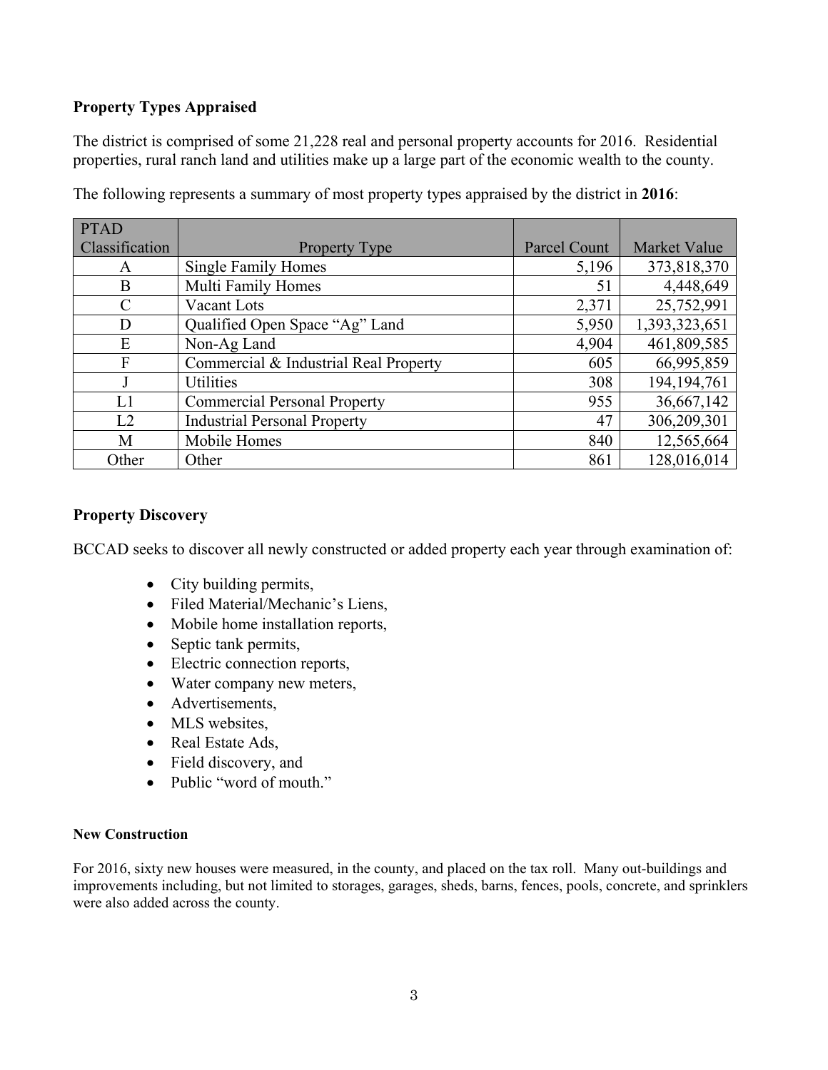## Property Types Appraised

The district is comprised of some 21,228 real and personal property accounts for 2016. Residential properties, rural ranch land and utilities make up a large part of the economic wealth to the county.

The following represents a summary of most property types appraised by the district in **2016**:

| PTAD Classification | Property Type | Parcel Count | Market Value |
|---|---|---|---|
| A | Single Family Homes | 5,196 | 373,818,370 |
| B | Multi Family Homes | 51 | 4,448,649 |
| C | Vacant Lots | 2,371 | 25,752,991 |
| D | Qualified Open Space "Ag" Land | 5,950 | 1,393,323,651 |
| E | Non-Ag Land | 4,904 | 461,809,585 |
| F | Commercial & Industrial Real Property | 605 | 66,995,859 |
| J | Utilities | 308 | 194,194,761 |
| L1 | Commercial Personal Property | 955 | 36,667,142 |
| L2 | Industrial Personal Property | 47 | 306,209,301 |
| M | Mobile Homes | 840 | 12,565,664 |
| Other | Other | 861 | 128,016,014 |

## Property Discovery

BCCAD seeks to discover all newly constructed or added property each year through examination of:

- City building permits,
- Filed Material/Mechanic's Liens,
- Mobile home installation reports,
- Septic tank permits,
- Electric connection reports,
- Water company new meters,
- Advertisements,
- MLS websites,
- Real Estate Ads,
- Field discovery, and
- Public "word of mouth."

### New Construction

For 2016, sixty new houses were measured, in the county, and placed on the tax roll. Many out-buildings and improvements including, but not limited to storages, garages, sheds, barns, fences, pools, concrete, and sprinklers were also added across the county.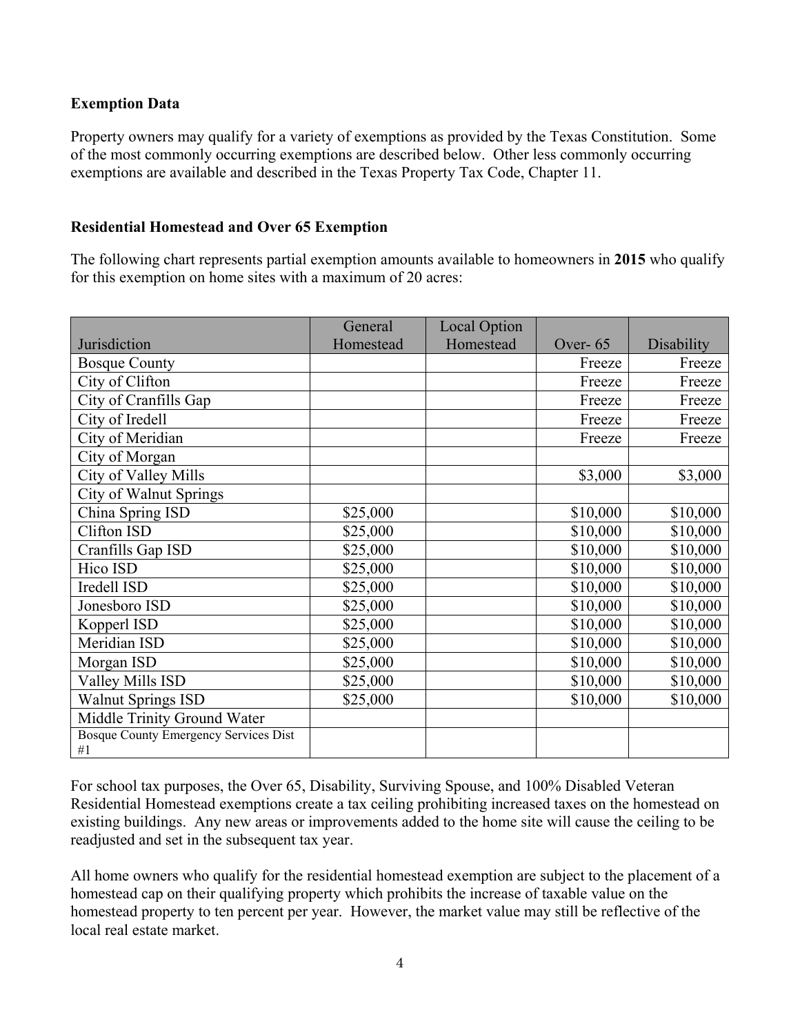## Exemption Data

Property owners may qualify for a variety of exemptions as provided by the Texas Constitution. Some of the most commonly occurring exemptions are described below. Other less commonly occurring exemptions are available and described in the Texas Property Tax Code, Chapter 11.

## Residential Homestead and Over 65 Exemption

The following chart represents partial exemption amounts available to homeowners in **2015** who qualify for this exemption on home sites with a maximum of 20 acres:

| Jurisdiction | General Homestead | Local Option Homestead | Over- 65 | Disability |
|---|---|---|---|---|
| Bosque County | | | Freeze | Freeze |
| City of Clifton | | | Freeze | Freeze |
| City of Cranfills Gap | | | Freeze | Freeze |
| City of Iredell | | | Freeze | Freeze |
| City of Meridian | | | Freeze | Freeze |
| City of Morgan | | | | |
| City of Valley Mills | | | $3,000 | $3,000 |
| City of Walnut Springs | | | | |
| China Spring ISD | $25,000 | | $10,000 | $10,000 |
| Clifton ISD | $25,000 | | $10,000 | $10,000 |
| Cranfills Gap ISD | $25,000 | | $10,000 | $10,000 |
| Hico ISD | $25,000 | | $10,000 | $10,000 |
| Iredell ISD | $25,000 | | $10,000 | $10,000 |
| Jonesboro ISD | $25,000 | | $10,000 | $10,000 |
| Kopperl ISD | $25,000 | | $10,000 | $10,000 |
| Meridian ISD | $25,000 | | $10,000 | $10,000 |
| Morgan ISD | $25,000 | | $10,000 | $10,000 |
| Valley Mills ISD | $25,000 | | $10,000 | $10,000 |
| Walnut Springs ISD | $25,000 | | $10,000 | $10,000 |
| Middle Trinity Ground Water | | | | |
| Bosque County Emergency Services Dist #1 | | | | |

For school tax purposes, the Over 65, Disability, Surviving Spouse, and 100% Disabled Veteran Residential Homestead exemptions create a tax ceiling prohibiting increased taxes on the homestead on existing buildings. Any new areas or improvements added to the home site will cause the ceiling to be readjusted and set in the subsequent tax year.

All home owners who qualify for the residential homestead exemption are subject to the placement of a homestead cap on their qualifying property which prohibits the increase of taxable value on the homestead property to ten percent per year. However, the market value may still be reflective of the local real estate market.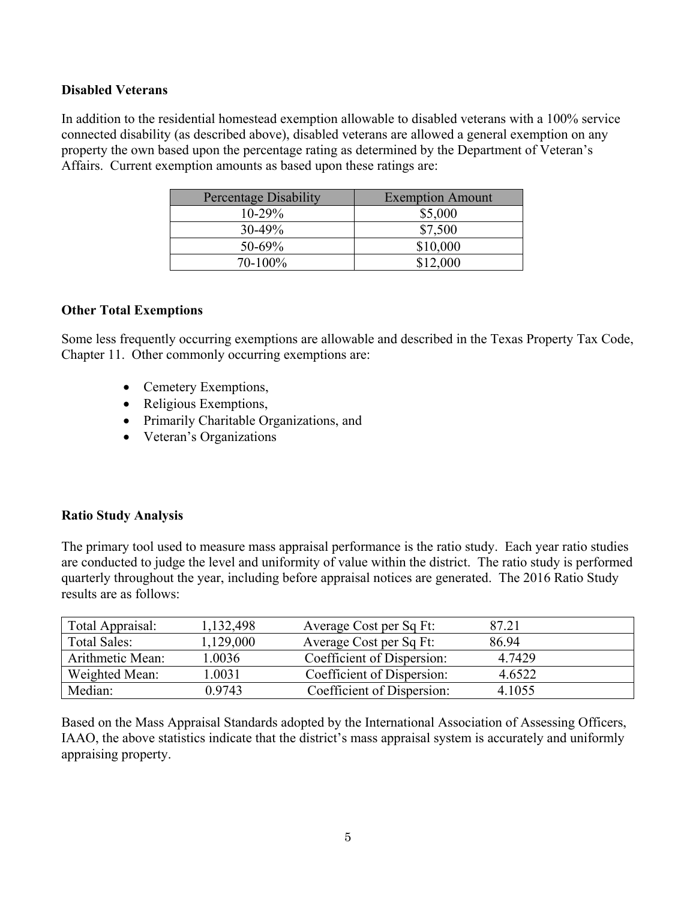**Disabled Veterans**

In addition to the residential homestead exemption allowable to disabled veterans with a 100% service connected disability (as described above), disabled veterans are allowed a general exemption on any property the own based upon the percentage rating as determined by the Department of Veteran's Affairs. Current exemption amounts as based upon these ratings are:

| Percentage Disability | Exemption Amount |
|---|---|
| 10-29% | $5,000 |
| 30-49% | $7,500 |
| 50-69% | $10,000 |
| 70-100% | $12,000 |

**Other Total Exemptions**

Some less frequently occurring exemptions are allowable and described in the Texas Property Tax Code, Chapter 11. Other commonly occurring exemptions are:

- Cemetery Exemptions,
- Religious Exemptions,
- Primarily Charitable Organizations, and
- Veteran's Organizations

**Ratio Study Analysis**

The primary tool used to measure mass appraisal performance is the ratio study. Each year ratio studies are conducted to judge the level and uniformity of value within the district. The ratio study is performed quarterly throughout the year, including before appraisal notices are generated. The 2016 Ratio Study results are as follows:

| | | | |
|---|---|---|---|
| Total Appraisal: | 1,132,498 | Average Cost per Sq Ft: | 87.21 |
| Total Sales: | 1,129,000 | Average Cost per Sq Ft: | 86.94 |
| Arithmetic Mean: | 1.0036 | Coefficient of Dispersion: | 4.7429 |
| Weighted Mean: | 1.0031 | Coefficient of Dispersion: | 4.6522 |
| Median: | 0.9743 | Coefficient of Dispersion: | 4.1055 |

Based on the Mass Appraisal Standards adopted by the International Association of Assessing Officers, IAAO, the above statistics indicate that the district's mass appraisal system is accurately and uniformly appraising property.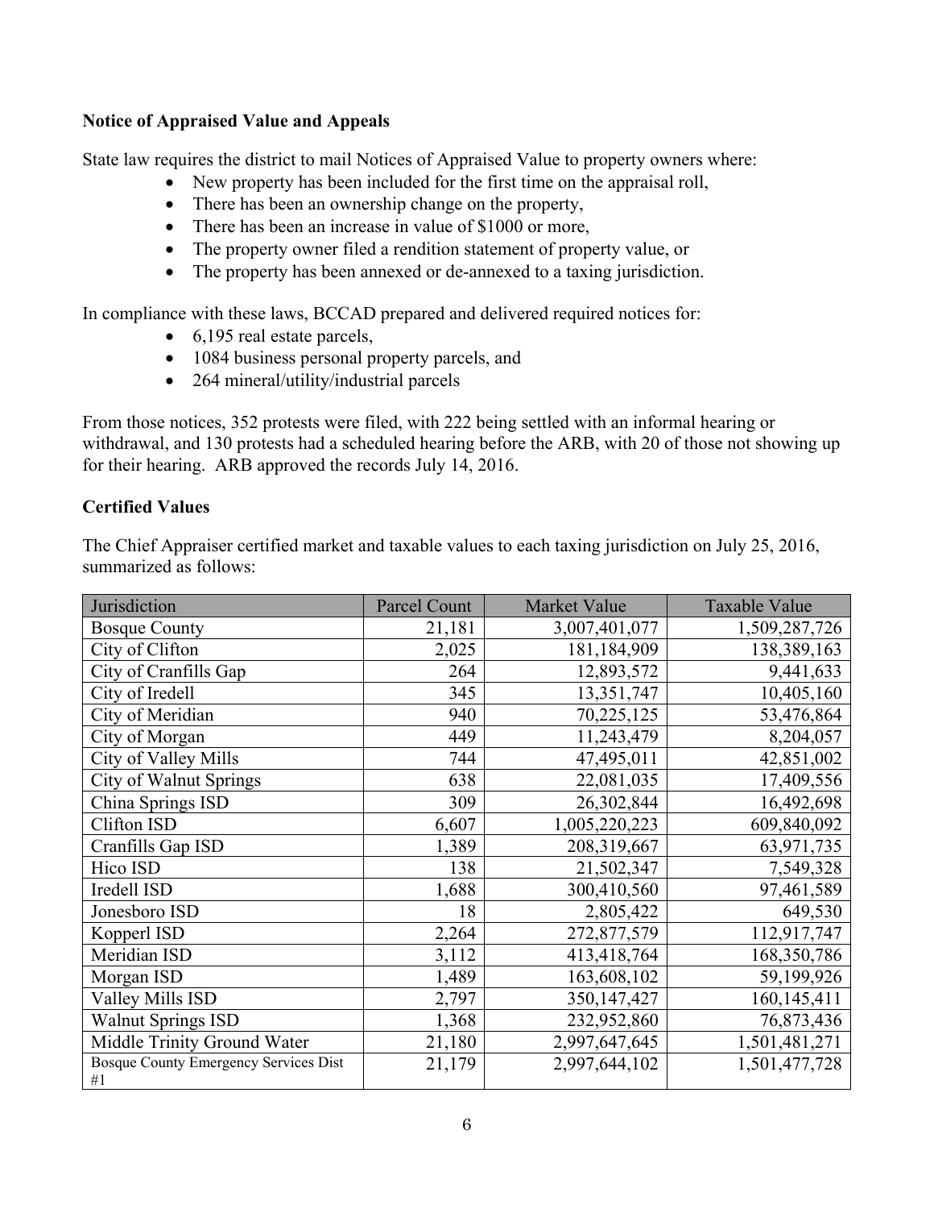**Notice of Appraised Value and Appeals**

State law requires the district to mail Notices of Appraised Value to property owners where:

- New property has been included for the first time on the appraisal roll,
- There has been an ownership change on the property,
- There has been an increase in value of $1000 or more,
- The property owner filed a rendition statement of property value, or
- The property has been annexed or de-annexed to a taxing jurisdiction.

In compliance with these laws, BCCAD prepared and delivered required notices for:

- 6,195 real estate parcels,
- 1084 business personal property parcels, and
- 264 mineral/utility/industrial parcels

From those notices, 352 protests were filed, with 222 being settled with an informal hearing or withdrawal, and 130 protests had a scheduled hearing before the ARB, with 20 of those not showing up for their hearing. ARB approved the records July 14, 2016.

**Certified Values**

The Chief Appraiser certified market and taxable values to each taxing jurisdiction on July 25, 2016, summarized as follows:

| Jurisdiction | Parcel Count | Market Value | Taxable Value |
|---|---:|---:|---:|
| Bosque County | 21,181 | 3,007,401,077 | 1,509,287,726 |
| City of Clifton | 2,025 | 181,184,909 | 138,389,163 |
| City of Cranfills Gap | 264 | 12,893,572 | 9,441,633 |
| City of Iredell | 345 | 13,351,747 | 10,405,160 |
| City of Meridian | 940 | 70,225,125 | 53,476,864 |
| City of Morgan | 449 | 11,243,479 | 8,204,057 |
| City of Valley Mills | 744 | 47,495,011 | 42,851,002 |
| City of Walnut Springs | 638 | 22,081,035 | 17,409,556 |
| China Springs ISD | 309 | 26,302,844 | 16,492,698 |
| Clifton ISD | 6,607 | 1,005,220,223 | 609,840,092 |
| Cranfills Gap ISD | 1,389 | 208,319,667 | 63,971,735 |
| Hico ISD | 138 | 21,502,347 | 7,549,328 |
| Iredell ISD | 1,688 | 300,410,560 | 97,461,589 |
| Jonesboro ISD | 18 | 2,805,422 | 649,530 |
| Kopperl ISD | 2,264 | 272,877,579 | 112,917,747 |
| Meridian ISD | 3,112 | 413,418,764 | 168,350,786 |
| Morgan ISD | 1,489 | 163,608,102 | 59,199,926 |
| Valley Mills ISD | 2,797 | 350,147,427 | 160,145,411 |
| Walnut Springs ISD | 1,368 | 232,952,860 | 76,873,436 |
| Middle Trinity Ground Water | 21,180 | 2,997,647,645 | 1,501,481,271 |
| Bosque County Emergency Services Dist #1 | 21,179 | 2,997,644,102 | 1,501,477,728 |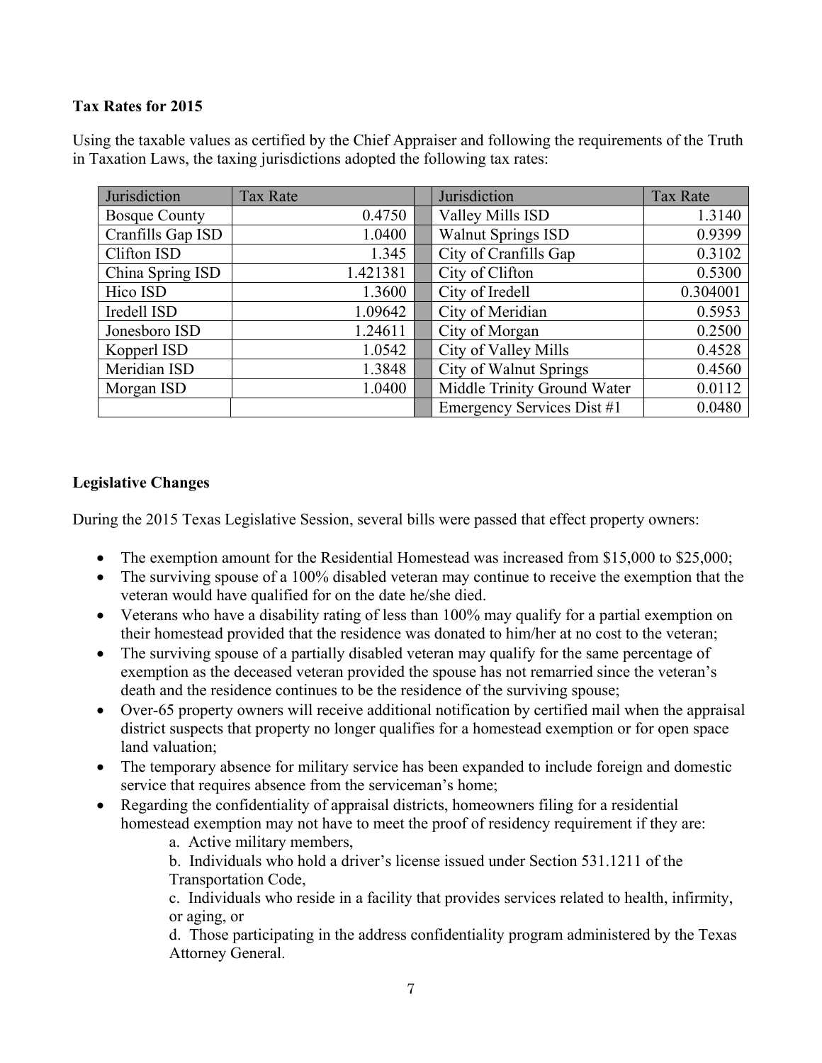**Tax Rates for 2015**

Using the taxable values as certified by the Chief Appraiser and following the requirements of the Truth in Taxation Laws, the taxing jurisdictions adopted the following tax rates:

| Jurisdiction | Tax Rate | | Jurisdiction | Tax Rate |
|---|---:|---|---|---:|
| Bosque County | 0.4750 | | Valley Mills ISD | 1.3140 |
| Cranfills Gap ISD | 1.0400 | | Walnut Springs ISD | 0.9399 |
| Clifton ISD | 1.345 | | City of Cranfills Gap | 0.3102 |
| China Spring ISD | 1.421381 | | City of Clifton | 0.5300 |
| Hico ISD | 1.3600 | | City of Iredell | 0.304001 |
| Iredell ISD | 1.09642 | | City of Meridian | 0.5953 |
| Jonesboro ISD | 1.24611 | | City of Morgan | 0.2500 |
| Kopperl ISD | 1.0542 | | City of Valley Mills | 0.4528 |
| Meridian ISD | 1.3848 | | City of Walnut Springs | 0.4560 |
| Morgan ISD | 1.0400 | | Middle Trinity Ground Water | 0.0112 |
| | | | Emergency Services Dist #1 | 0.0480 |

**Legislative Changes**

During the 2015 Texas Legislative Session, several bills were passed that effect property owners:

- The exemption amount for the Residential Homestead was increased from $15,000 to $25,000;
- The surviving spouse of a 100% disabled veteran may continue to receive the exemption that the veteran would have qualified for on the date he/she died.
- Veterans who have a disability rating of less than 100% may qualify for a partial exemption on their homestead provided that the residence was donated to him/her at no cost to the veteran;
- The surviving spouse of a partially disabled veteran may qualify for the same percentage of exemption as the deceased veteran provided the spouse has not remarried since the veteran's death and the residence continues to be the residence of the surviving spouse;
- Over-65 property owners will receive additional notification by certified mail when the appraisal district suspects that property no longer qualifies for a homestead exemption or for open space land valuation;
- The temporary absence for military service has been expanded to include foreign and domestic service that requires absence from the serviceman's home;
- Regarding the confidentiality of appraisal districts, homeowners filing for a residential homestead exemption may not have to meet the proof of residency requirement if they are:
  - a. Active military members,
  - b. Individuals who hold a driver's license issued under Section 531.1211 of the Transportation Code,
  - c. Individuals who reside in a facility that provides services related to health, infirmity, or aging, or
  - d. Those participating in the address confidentiality program administered by the Texas Attorney General.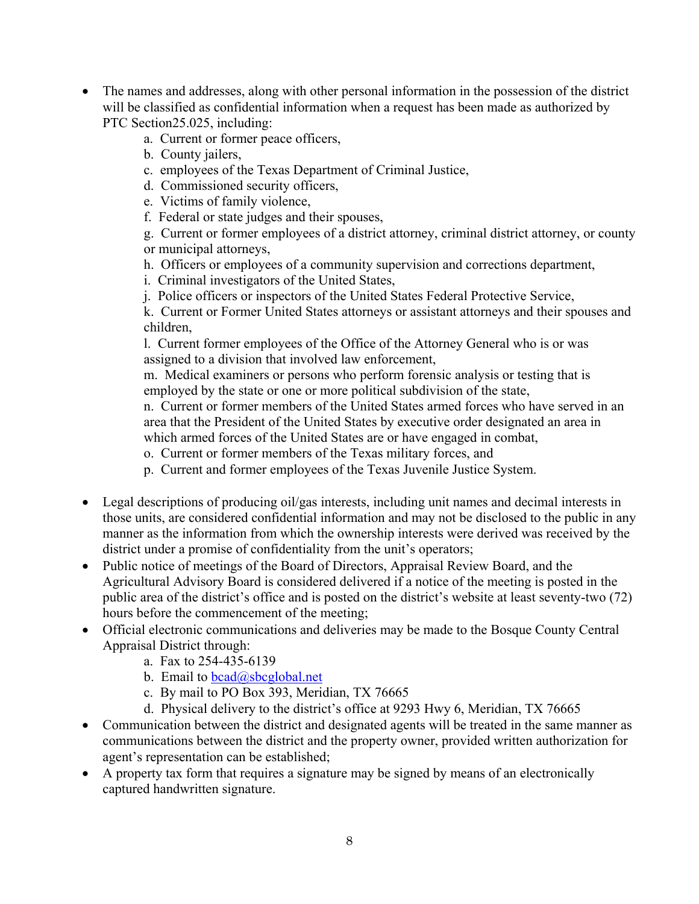- The names and addresses, along with other personal information in the possession of the district will be classified as confidential information when a request has been made as authorized by PTC Section25.025, including:
  a. Current or former peace officers,
  b. County jailers,
  c. employees of the Texas Department of Criminal Justice,
  d. Commissioned security officers,
  e. Victims of family violence,
  f. Federal or state judges and their spouses,
  g. Current or former employees of a district attorney, criminal district attorney, or county or municipal attorneys,
  h. Officers or employees of a community supervision and corrections department,
  i. Criminal investigators of the United States,
  j. Police officers or inspectors of the United States Federal Protective Service,
  k. Current or Former United States attorneys or assistant attorneys and their spouses and children,
  l. Current former employees of the Office of the Attorney General who is or was assigned to a division that involved law enforcement,
  m. Medical examiners or persons who perform forensic analysis or testing that is employed by the state or one or more political subdivision of the state,
  n. Current or former members of the United States armed forces who have served in an area that the President of the United States by executive order designated an area in which armed forces of the United States are or have engaged in combat,
  o. Current or former members of the Texas military forces, and
  p. Current and former employees of the Texas Juvenile Justice System.

- Legal descriptions of producing oil/gas interests, including unit names and decimal interests in those units, are considered confidential information and may not be disclosed to the public in any manner as the information from which the ownership interests were derived was received by the district under a promise of confidentiality from the unit's operators;
- Public notice of meetings of the Board of Directors, Appraisal Review Board, and the Agricultural Advisory Board is considered delivered if a notice of the meeting is posted in the public area of the district's office and is posted on the district's website at least seventy-two (72) hours before the commencement of the meeting;
- Official electronic communications and deliveries may be made to the Bosque County Central Appraisal District through:
  a. Fax to 254-435-6139
  b. Email to bcad@sbcglobal.net
  c. By mail to PO Box 393, Meridian, TX 76665
  d. Physical delivery to the district's office at 9293 Hwy 6, Meridian, TX 76665
- Communication between the district and designated agents will be treated in the same manner as communications between the district and the property owner, provided written authorization for agent's representation can be established;
- A property tax form that requires a signature may be signed by means of an electronically captured handwritten signature.